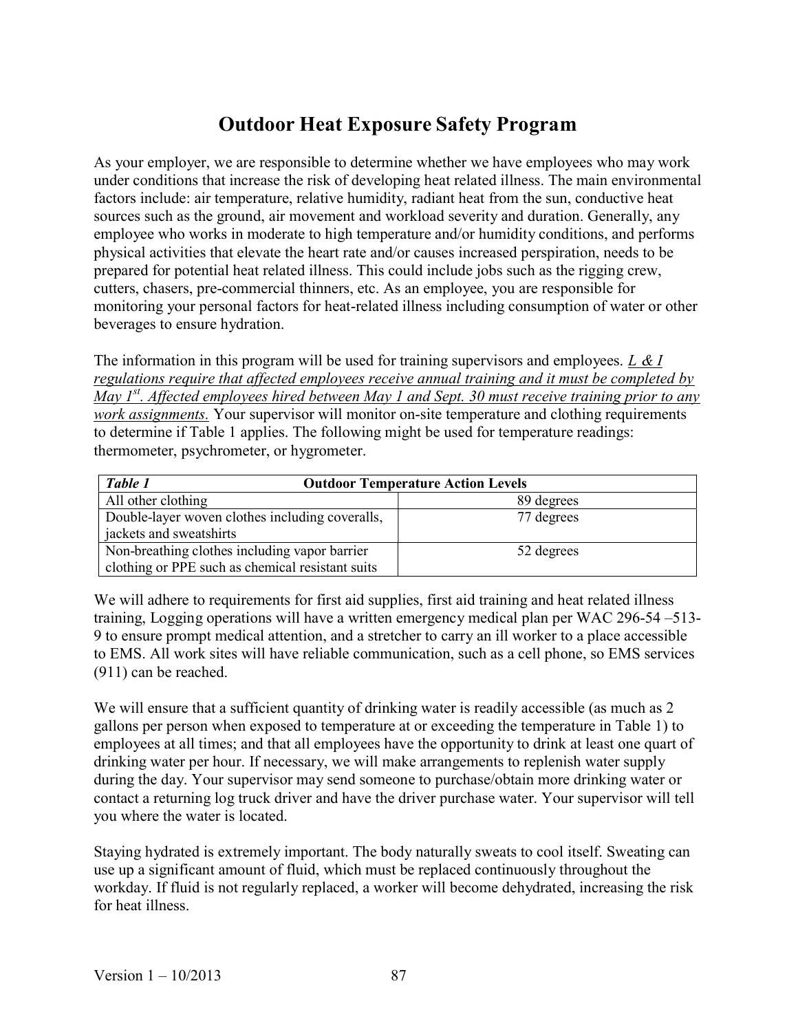# Outdoor Heat Exposure Safety Program

As your employer, we are responsible to determine whether we have employees who may work under conditions that increase the risk of developing heat related illness. The main environmental factors include: air temperature, relative humidity, radiant heat from the sun, conductive heat sources such as the ground, air movement and workload severity and duration. Generally, any employee who works in moderate to high temperature and/or humidity conditions, and performs physical activities that elevate the heart rate and/or causes increased perspiration, needs to be prepared for potential heat related illness. This could include jobs such as the rigging crew, cutters, chasers, pre-commercial thinners, etc. As an employee, you are responsible for monitoring your personal factors for heat-related illness including consumption of water or other beverages to ensure hydration.

The information in this program will be used for training supervisors and employees. *L & I regulations require that affected employees receive annual training and it must be completed by May 1st. Affected employees hired between May 1 and Sept. 30 must receive training prior to any work assignments.* Your supervisor will monitor on-site temperature and clothing requirements to determine if Table 1 applies. The following might be used for temperature readings: thermometer, psychrometer, or hygrometer.

| *Table 1* | **Outdoor Temperature Action Levels** |
|---|---|
| All other clothing | 89 degrees |
| Double-layer woven clothes including coveralls, jackets and sweatshirts | 77 degrees |
| Non-breathing clothes including vapor barrier clothing or PPE such as chemical resistant suits | 52 degrees |

We will adhere to requirements for first aid supplies, first aid training and heat related illness training, Logging operations will have a written emergency medical plan per WAC 296-54 –513-9 to ensure prompt medical attention, and a stretcher to carry an ill worker to a place accessible to EMS. All work sites will have reliable communication, such as a cell phone, so EMS services (911) can be reached.

We will ensure that a sufficient quantity of drinking water is readily accessible (as much as 2 gallons per person when exposed to temperature at or exceeding the temperature in Table 1) to employees at all times; and that all employees have the opportunity to drink at least one quart of drinking water per hour. If necessary, we will make arrangements to replenish water supply during the day. Your supervisor may send someone to purchase/obtain more drinking water or contact a returning log truck driver and have the driver purchase water. Your supervisor will tell you where the water is located.

Staying hydrated is extremely important. The body naturally sweats to cool itself. Sweating can use up a significant amount of fluid, which must be replaced continuously throughout the workday. If fluid is not regularly replaced, a worker will become dehydrated, increasing the risk for heat illness.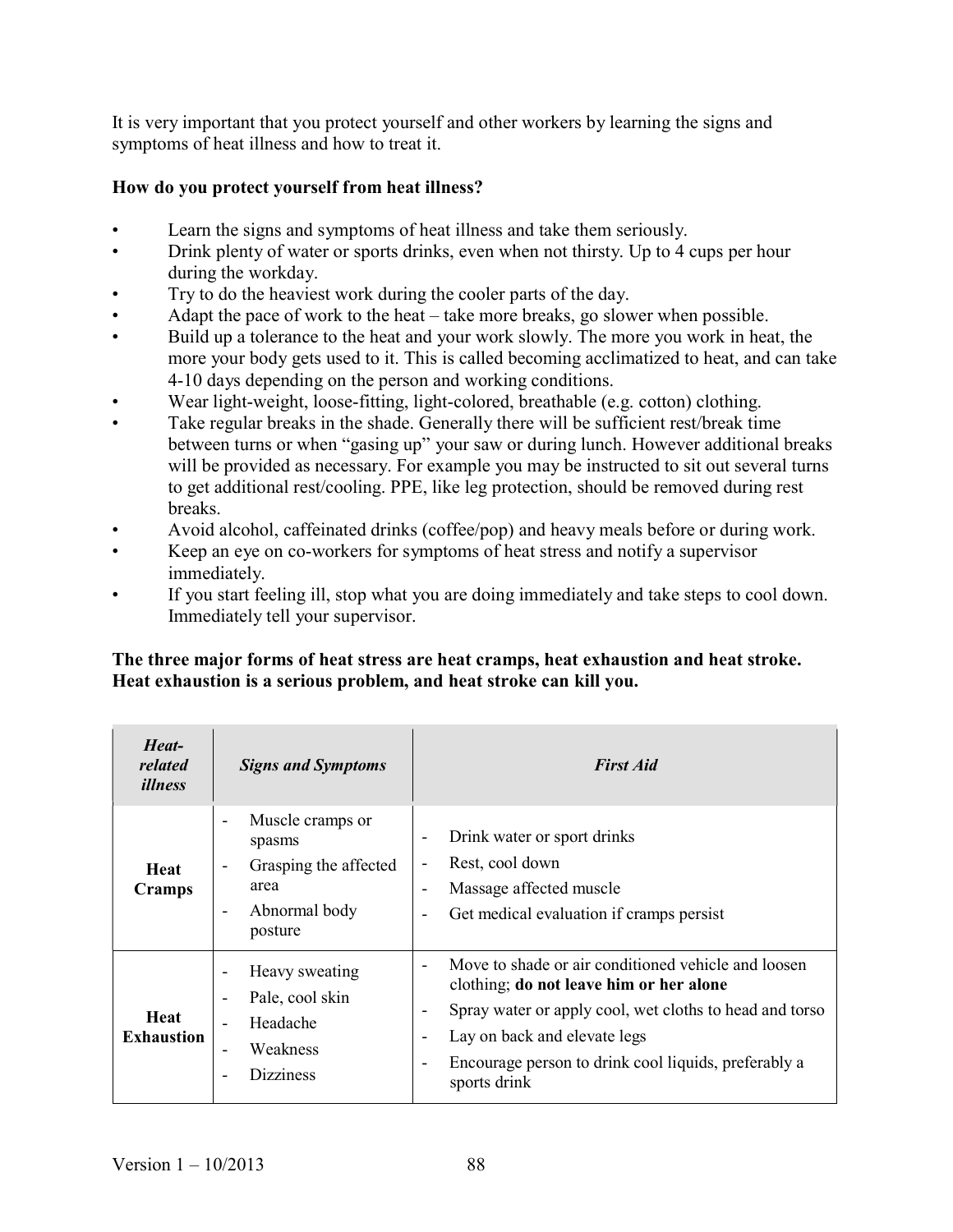It is very important that you protect yourself and other workers by learning the signs and symptoms of heat illness and how to treat it.

**How do you protect yourself from heat illness?**

- Learn the signs and symptoms of heat illness and take them seriously.
- Drink plenty of water or sports drinks, even when not thirsty. Up to 4 cups per hour during the workday.
- Try to do the heaviest work during the cooler parts of the day.
- Adapt the pace of work to the heat – take more breaks, go slower when possible.
- Build up a tolerance to the heat and your work slowly. The more you work in heat, the more your body gets used to it. This is called becoming acclimatized to heat, and can take 4-10 days depending on the person and working conditions.
- Wear light-weight, loose-fitting, light-colored, breathable (e.g. cotton) clothing.
- Take regular breaks in the shade. Generally there will be sufficient rest/break time between turns or when "gasing up" your saw or during lunch. However additional breaks will be provided as necessary. For example you may be instructed to sit out several turns to get additional rest/cooling. PPE, like leg protection, should be removed during rest breaks.
- Avoid alcohol, caffeinated drinks (coffee/pop) and heavy meals before or during work.
- Keep an eye on co-workers for symptoms of heat stress and notify a supervisor immediately.
- If you start feeling ill, stop what you are doing immediately and take steps to cool down. Immediately tell your supervisor.

**The three major forms of heat stress are heat cramps, heat exhaustion and heat stroke. Heat exhaustion is a serious problem, and heat stroke can kill you.**

| *Heat-related illness* | *Signs and Symptoms* | *First Aid* |
|---|---|---|
| **Heat Cramps** | - Muscle cramps or spasms<br>- Grasping the affected area<br>- Abnormal body posture | - Drink water or sport drinks<br>- Rest, cool down<br>- Massage affected muscle<br>- Get medical evaluation if cramps persist |
| **Heat Exhaustion** | - Heavy sweating<br>- Pale, cool skin<br>- Headache<br>- Weakness<br>- Dizziness | - Move to shade or air conditioned vehicle and loosen clothing; **do not leave him or her alone**<br>- Spray water or apply cool, wet cloths to head and torso<br>- Lay on back and elevate legs<br>- Encourage person to drink cool liquids, preferably a sports drink |

Version 1 – 10/2013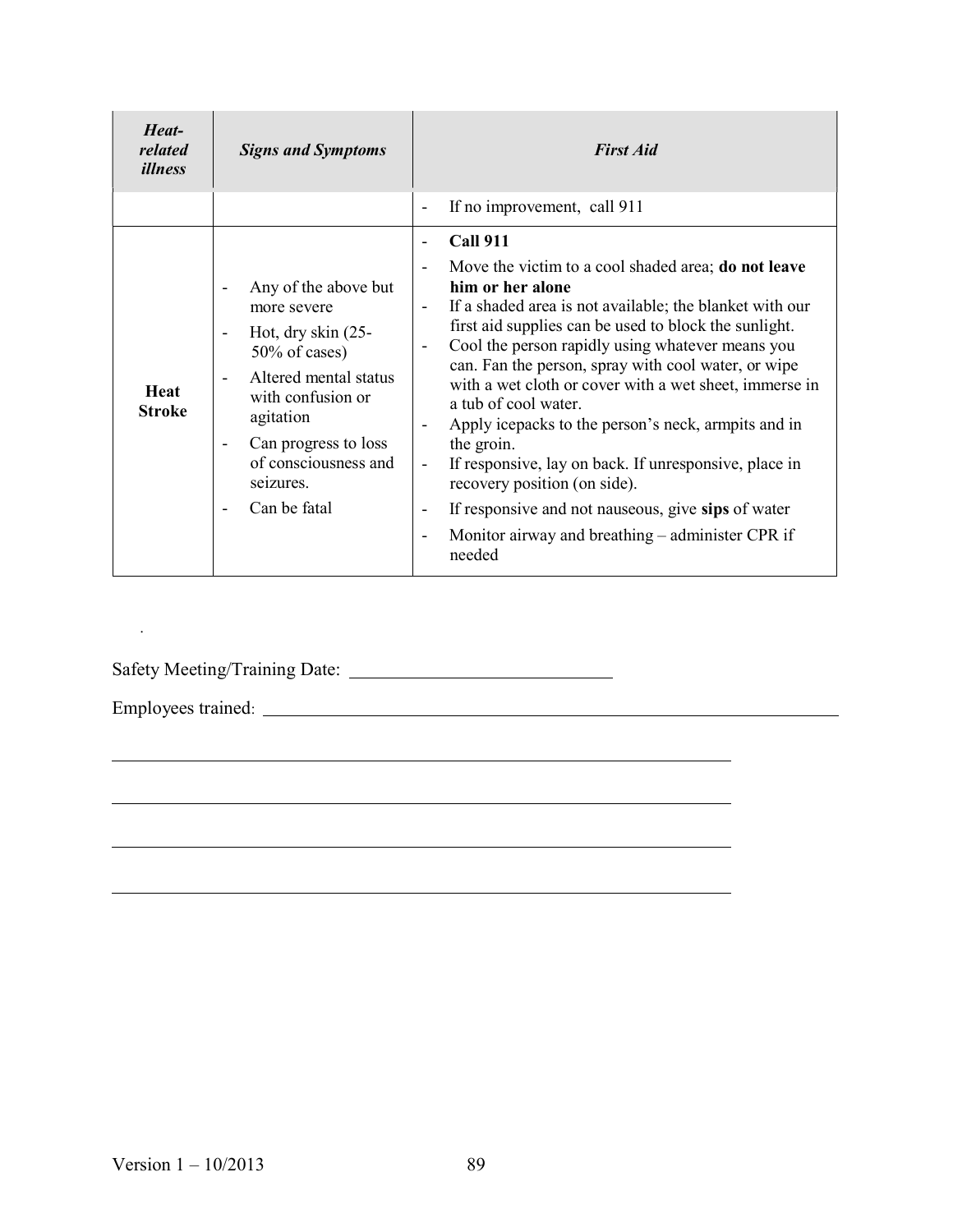| ***Heat-related illness*** | ***Signs and Symptoms*** | ***First Aid*** |
|---|---|---|
| | | - If no improvement, call 911 |
| **Heat Stroke** | - Any of the above but more severe<br>- Hot, dry skin (25-50% of cases)<br>- Altered mental status with confusion or agitation<br>- Can progress to loss of consciousness and seizures.<br>- Can be fatal | - **Call 911**<br>- Move the victim to a cool shaded area; **do not leave him or her alone**<br>- If a shaded area is not available; the blanket with our first aid supplies can be used to block the sunlight.<br>- Cool the person rapidly using whatever means you can. Fan the person, spray with cool water, or wipe with a wet cloth or cover with a wet sheet, immerse in a tub of cool water.<br>- Apply icepacks to the person's neck, armpits and in the groin.<br>- If responsive, lay on back. If unresponsive, place in recovery position (on side).<br>- If responsive and not nauseous, give **sips** of water<br>- Monitor airway and breathing – administer CPR if needed |

.

Safety Meeting/Training Date: ____________________________

Employees trained: ____________________________________________________________

______________________________________________________________

______________________________________________________________

______________________________________________________________

______________________________________________________________

Version 1 – 10/2013